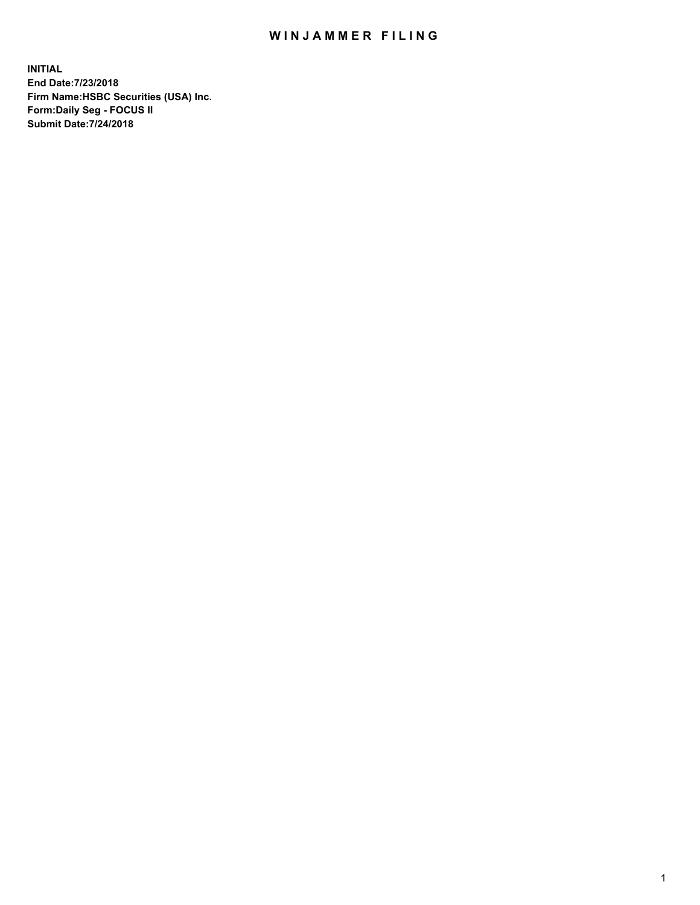# WINJAMMER FILING

**INITIAL**
**End Date:7/23/2018**
**Firm Name:HSBC Securities (USA) Inc.**
**Form:Daily Seg - FOCUS II**
**Submit Date:7/24/2018**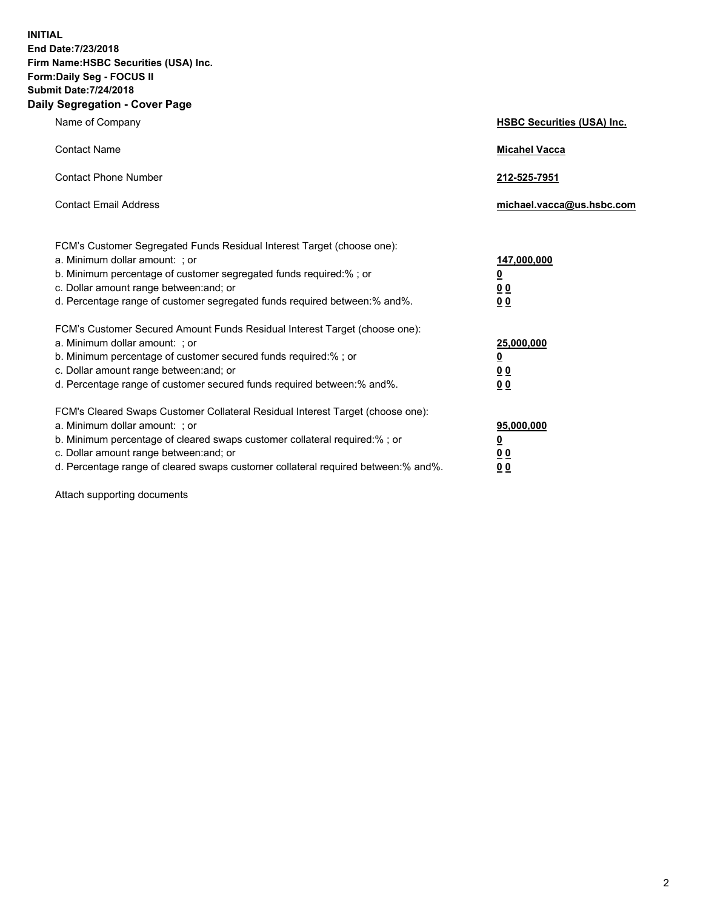**INITIAL**
**End Date:7/23/2018**
**Firm Name:HSBC Securities (USA) Inc.**
**Form:Daily Seg - FOCUS II**
**Submit Date:7/24/2018**

## Daily Segregation - Cover Page

| | |
|---|---|
| Name of Company | **HSBC Securities (USA) Inc.** |
| Contact Name | **Micahel Vacca** |
| Contact Phone Number | **212-525-7951** |
| Contact Email Address | **michael.vacca@us.hsbc.com** |

| | |
|---|---|
| FCM's Customer Segregated Funds Residual Interest Target (choose one): | |
| a. Minimum dollar amount: ; or | **147,000,000** |
| b. Minimum percentage of customer segregated funds required:% ; or | **0** |
| c. Dollar amount range between:and; or | **0 0** |
| d. Percentage range of customer segregated funds required between:% and%. | **0 0** |

| | |
|---|---|
| FCM's Customer Secured Amount Funds Residual Interest Target (choose one): | |
| a. Minimum dollar amount: ; or | **25,000,000** |
| b. Minimum percentage of customer secured funds required:% ; or | **0** |
| c. Dollar amount range between:and; or | **0 0** |
| d. Percentage range of customer secured funds required between:% and%. | **0 0** |

| | |
|---|---|
| FCM's Cleared Swaps Customer Collateral Residual Interest Target (choose one): | |
| a. Minimum dollar amount: ; or | **95,000,000** |
| b. Minimum percentage of cleared swaps customer collateral required:% ; or | **0** |
| c. Dollar amount range between:and; or | **0 0** |
| d. Percentage range of cleared swaps customer collateral required between:% and%. | **0 0** |

Attach supporting documents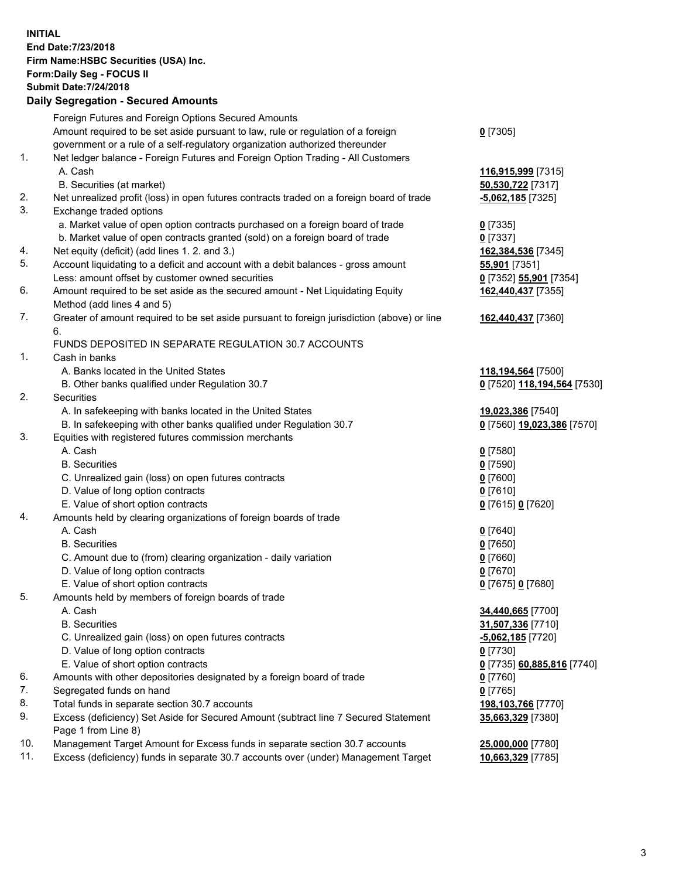**INITIAL**
**End Date:7/23/2018**
**Firm Name:HSBC Securities (USA) Inc.**
**Form:Daily Seg - FOCUS II**
**Submit Date:7/24/2018**

## Daily Segregation - Secured Amounts

| | | |
|---|---|---|
| | Foreign Futures and Foreign Options Secured Amounts | |
| | Amount required to be set aside pursuant to law, rule or regulation of a foreign government or a rule of a self-regulatory organization authorized thereunder | **0** [7305] |
| 1. | Net ledger balance - Foreign Futures and Foreign Option Trading - All Customers | |
| | A. Cash | **116,915,999** [7315] |
| | B. Securities (at market) | **50,530,722** [7317] |
| 2. | Net unrealized profit (loss) in open futures contracts traded on a foreign board of trade | **-5,062,185** [7325] |
| 3. | Exchange traded options | |
| | a. Market value of open option contracts purchased on a foreign board of trade | **0** [7335] |
| | b. Market value of open contracts granted (sold) on a foreign board of trade | **0** [7337] |
| 4. | Net equity (deficit) (add lines 1. 2. and 3.) | **162,384,536** [7345] |
| 5. | Account liquidating to a deficit and account with a debit balances - gross amount | **55,901** [7351] |
| | Less: amount offset by customer owned securities | **0** [7352] **55,901** [7354] |
| 6. | Amount required to be set aside as the secured amount - Net Liquidating Equity Method (add lines 4 and 5) | **162,440,437** [7355] |
| 7. | Greater of amount required to be set aside pursuant to foreign jurisdiction (above) or line 6. | **162,440,437** [7360] |
| | FUNDS DEPOSITED IN SEPARATE REGULATION 30.7 ACCOUNTS | |
| 1. | Cash in banks | |
| | A. Banks located in the United States | **118,194,564** [7500] |
| | B. Other banks qualified under Regulation 30.7 | **0** [7520] **118,194,564** [7530] |
| 2. | Securities | |
| | A. In safekeeping with banks located in the United States | **19,023,386** [7540] |
| | B. In safekeeping with other banks qualified under Regulation 30.7 | **0** [7560] **19,023,386** [7570] |
| 3. | Equities with registered futures commission merchants | |
| | A. Cash | **0** [7580] |
| | B. Securities | **0** [7590] |
| | C. Unrealized gain (loss) on open futures contracts | **0** [7600] |
| | D. Value of long option contracts | **0** [7610] |
| | E. Value of short option contracts | **0** [7615] **0** [7620] |
| 4. | Amounts held by clearing organizations of foreign boards of trade | |
| | A. Cash | **0** [7640] |
| | B. Securities | **0** [7650] |
| | C. Amount due to (from) clearing organization - daily variation | **0** [7660] |
| | D. Value of long option contracts | **0** [7670] |
| | E. Value of short option contracts | **0** [7675] **0** [7680] |
| 5. | Amounts held by members of foreign boards of trade | |
| | A. Cash | **34,440,665** [7700] |
| | B. Securities | **31,507,336** [7710] |
| | C. Unrealized gain (loss) on open futures contracts | **-5,062,185** [7720] |
| | D. Value of long option contracts | **0** [7730] |
| | E. Value of short option contracts | **0** [7735] **60,885,816** [7740] |
| 6. | Amounts with other depositories designated by a foreign board of trade | **0** [7760] |
| 7. | Segregated funds on hand | **0** [7765] |
| 8. | Total funds in separate section 30.7 accounts | **198,103,766** [7770] |
| 9. | Excess (deficiency) Set Aside for Secured Amount (subtract line 7 Secured Statement Page 1 from Line 8) | **35,663,329** [7380] |
| 10. | Management Target Amount for Excess funds in separate section 30.7 accounts | **25,000,000** [7780] |
| 11. | Excess (deficiency) funds in separate 30.7 accounts over (under) Management Target | **10,663,329** [7785] |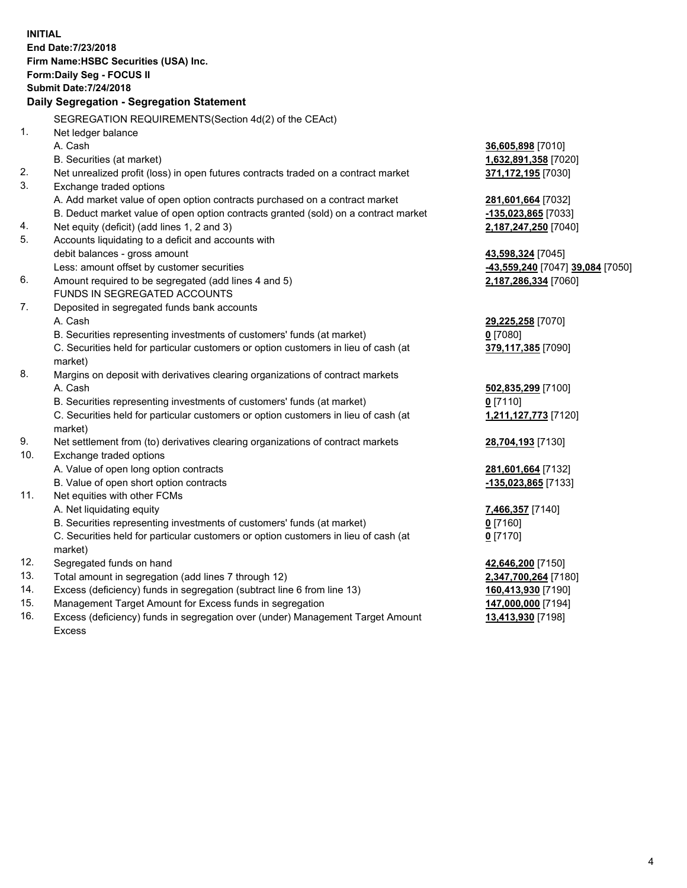**INITIAL**
**End Date:7/23/2018**
**Firm Name:HSBC Securities (USA) Inc.**
**Form:Daily Seg - FOCUS II**
**Submit Date:7/24/2018**

### Daily Segregation - Segregation Statement

SEGREGATION REQUIREMENTS(Section 4d(2) of the CEAct)

| | | |
|---|---|---|
| 1. | Net ledger balance | |
| | A. Cash | **36,605,898** [7010] |
| | B. Securities (at market) | **1,632,891,358** [7020] |
| 2. | Net unrealized profit (loss) in open futures contracts traded on a contract market | **371,172,195** [7030] |
| 3. | Exchange traded options | |
| | A. Add market value of open option contracts purchased on a contract market | **281,601,664** [7032] |
| | B. Deduct market value of open option contracts granted (sold) on a contract market | **-135,023,865** [7033] |
| 4. | Net equity (deficit) (add lines 1, 2 and 3) | **2,187,247,250** [7040] |
| 5. | Accounts liquidating to a deficit and accounts with debit balances - gross amount | **43,598,324** [7045] |
| | Less: amount offset by customer securities | **-43,559,240** [7047] **39,084** [7050] |
| 6. | Amount required to be segregated (add lines 4 and 5) | **2,187,286,334** [7060] |
| | FUNDS IN SEGREGATED ACCOUNTS | |
| 7. | Deposited in segregated funds bank accounts | |
| | A. Cash | **29,225,258** [7070] |
| | B. Securities representing investments of customers' funds (at market) | **0** [7080] |
| | C. Securities held for particular customers or option customers in lieu of cash (at market) | **379,117,385** [7090] |
| 8. | Margins on deposit with derivatives clearing organizations of contract markets | |
| | A. Cash | **502,835,299** [7100] |
| | B. Securities representing investments of customers' funds (at market) | **0** [7110] |
| | C. Securities held for particular customers or option customers in lieu of cash (at market) | **1,211,127,773** [7120] |
| 9. | Net settlement from (to) derivatives clearing organizations of contract markets | **28,704,193** [7130] |
| 10. | Exchange traded options | |
| | A. Value of open long option contracts | **281,601,664** [7132] |
| | B. Value of open short option contracts | **-135,023,865** [7133] |
| 11. | Net equities with other FCMs | |
| | A. Net liquidating equity | **7,466,357** [7140] |
| | B. Securities representing investments of customers' funds (at market) | **0** [7160] |
| | C. Securities held for particular customers or option customers in lieu of cash (at market) | **0** [7170] |
| 12. | Segregated funds on hand | **42,646,200** [7150] |
| 13. | Total amount in segregation (add lines 7 through 12) | **2,347,700,264** [7180] |
| 14. | Excess (deficiency) funds in segregation (subtract line 6 from line 13) | **160,413,930** [7190] |
| 15. | Management Target Amount for Excess funds in segregation | **147,000,000** [7194] |
| 16. | Excess (deficiency) funds in segregation over (under) Management Target Amount Excess | **13,413,930** [7198] |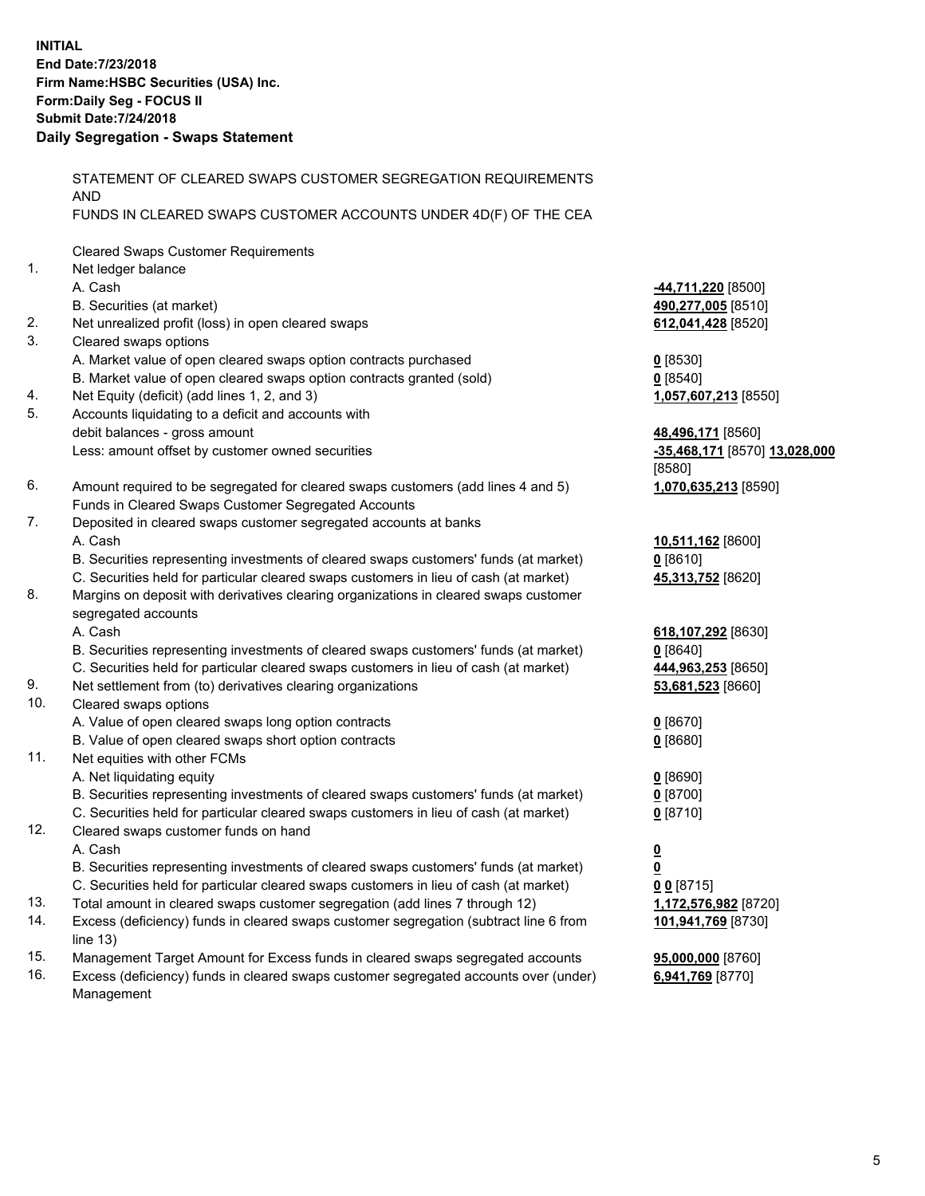**INITIAL**
**End Date:7/23/2018**
**Firm Name:HSBC Securities (USA) Inc.**
**Form:Daily Seg - FOCUS II**
**Submit Date:7/24/2018**
**Daily Segregation - Swaps Statement**

STATEMENT OF CLEARED SWAPS CUSTOMER SEGREGATION REQUIREMENTS AND FUNDS IN CLEARED SWAPS CUSTOMER ACCOUNTS UNDER 4D(F) OF THE CEA

| | | |
|---|---|---|
| | Cleared Swaps Customer Requirements | |
| 1. | Net ledger balance | |
| | A. Cash | **-44,711,220** [8500] |
| | B. Securities (at market) | **490,277,005** [8510] |
| 2. | Net unrealized profit (loss) in open cleared swaps | **612,041,428** [8520] |
| 3. | Cleared swaps options | |
| | A. Market value of open cleared swaps option contracts purchased | **0** [8530] |
| | B. Market value of open cleared swaps option contracts granted (sold) | **0** [8540] |
| 4. | Net Equity (deficit) (add lines 1, 2, and 3) | **1,057,607,213** [8550] |
| 5. | Accounts liquidating to a deficit and accounts with debit balances - gross amount | **48,496,171** [8560] |
| | Less: amount offset by customer owned securities | **-35,468,171** [8570] **13,028,000** [8580] |
| 6. | Amount required to be segregated for cleared swaps customers (add lines 4 and 5) | **1,070,635,213** [8590] |
| | Funds in Cleared Swaps Customer Segregated Accounts | |
| 7. | Deposited in cleared swaps customer segregated accounts at banks | |
| | A. Cash | **10,511,162** [8600] |
| | B. Securities representing investments of cleared swaps customers' funds (at market) | **0** [8610] |
| | C. Securities held for particular cleared swaps customers in lieu of cash (at market) | **45,313,752** [8620] |
| 8. | Margins on deposit with derivatives clearing organizations in cleared swaps customer segregated accounts | |
| | A. Cash | **618,107,292** [8630] |
| | B. Securities representing investments of cleared swaps customers' funds (at market) | **0** [8640] |
| | C. Securities held for particular cleared swaps customers in lieu of cash (at market) | **444,963,253** [8650] |
| 9. | Net settlement from (to) derivatives clearing organizations | **53,681,523** [8660] |
| 10. | Cleared swaps options | |
| | A. Value of open cleared swaps long option contracts | **0** [8670] |
| | B. Value of open cleared swaps short option contracts | **0** [8680] |
| 11. | Net equities with other FCMs | |
| | A. Net liquidating equity | **0** [8690] |
| | B. Securities representing investments of cleared swaps customers' funds (at market) | **0** [8700] |
| | C. Securities held for particular cleared swaps customers in lieu of cash (at market) | **0** [8710] |
| 12. | Cleared swaps customer funds on hand | |
| | A. Cash | **0** |
| | B. Securities representing investments of cleared swaps customers' funds (at market) | **0** |
| | C. Securities held for particular cleared swaps customers in lieu of cash (at market) | **0** **0** [8715] |
| 13. | Total amount in cleared swaps customer segregation (add lines 7 through 12) | **1,172,576,982** [8720] |
| 14. | Excess (deficiency) funds in cleared swaps customer segregation (subtract line 6 from line 13) | **101,941,769** [8730] |
| 15. | Management Target Amount for Excess funds in cleared swaps segregated accounts | **95,000,000** [8760] |
| 16. | Excess (deficiency) funds in cleared swaps customer segregated accounts over (under) Management | **6,941,769** [8770] |